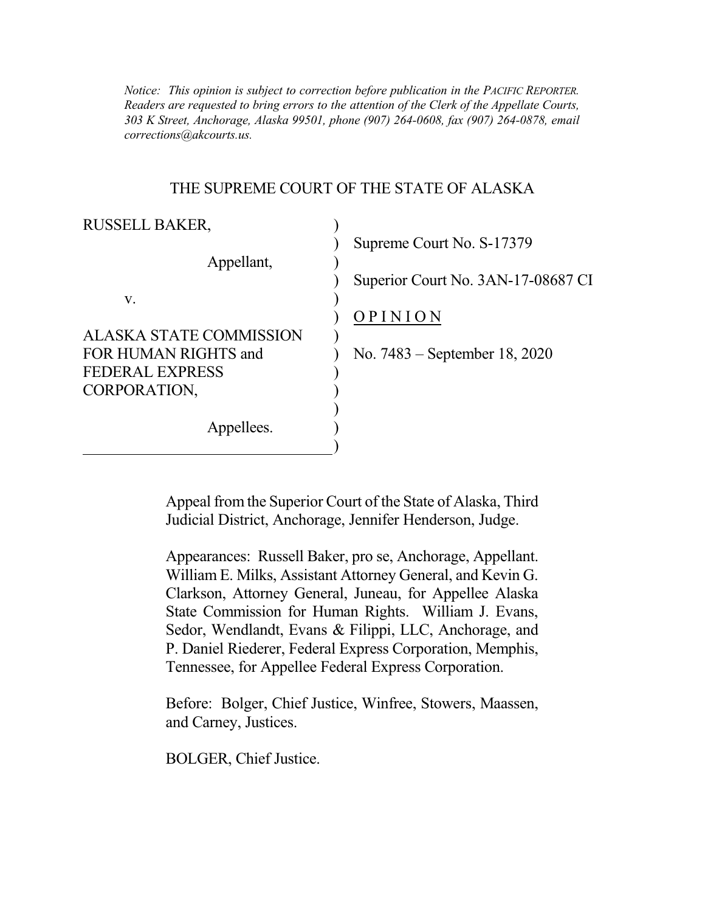*Notice: This opinion is subject to correction before publication in the PACIFIC REPORTER. Readers are requested to bring errors to the attention of the Clerk of the Appellate Courts, 303 K Street, Anchorage, Alaska 99501, phone (907) 264-0608, fax (907) 264-0878, email corrections@akcourts.us.*

THE SUPREME COURT OF THE STATE OF ALASKA

| | |
|---|---|
| RUSSELL BAKER, | Supreme Court No. S-17379 |
| Appellant, | Superior Court No. 3AN-17-08687 CI |
| v. | <u>O P I N I O N</u> |
| ALASKA STATE COMMISSION FOR HUMAN RIGHTS and FEDERAL EXPRESS CORPORATION, | No. 7483 – September 18, 2020 |
| Appellees. | |

Appeal from the Superior Court of the State of Alaska, Third Judicial District, Anchorage, Jennifer Henderson, Judge.

Appearances: Russell Baker, pro se, Anchorage, Appellant. William E. Milks, Assistant Attorney General, and Kevin G. Clarkson, Attorney General, Juneau, for Appellee Alaska State Commission for Human Rights. William J. Evans, Sedor, Wendlandt, Evans & Filippi, LLC, Anchorage, and P. Daniel Riederer, Federal Express Corporation, Memphis, Tennessee, for Appellee Federal Express Corporation.

Before: Bolger, Chief Justice, Winfree, Stowers, Maassen, and Carney, Justices.

BOLGER, Chief Justice.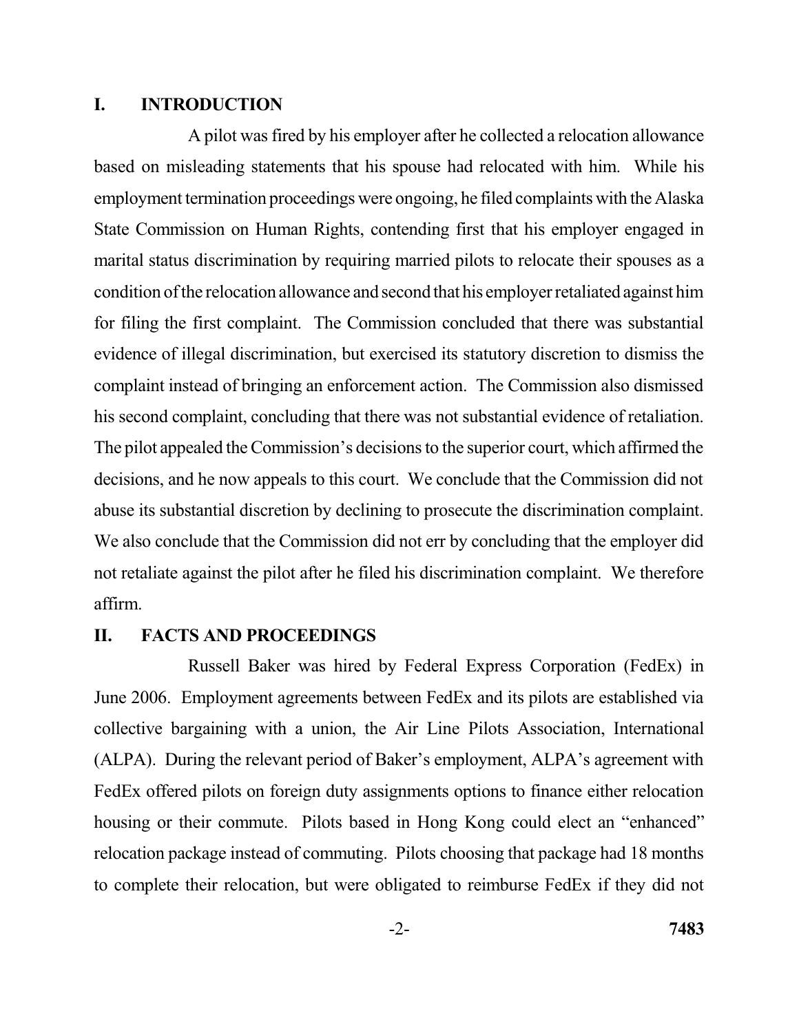## I. INTRODUCTION

A pilot was fired by his employer after he collected a relocation allowance based on misleading statements that his spouse had relocated with him. While his employment termination proceedings were ongoing, he filed complaints with the Alaska State Commission on Human Rights, contending first that his employer engaged in marital status discrimination by requiring married pilots to relocate their spouses as a condition of the relocation allowance and second that his employer retaliated against him for filing the first complaint. The Commission concluded that there was substantial evidence of illegal discrimination, but exercised its statutory discretion to dismiss the complaint instead of bringing an enforcement action. The Commission also dismissed his second complaint, concluding that there was not substantial evidence of retaliation. The pilot appealed the Commission's decisions to the superior court, which affirmed the decisions, and he now appeals to this court. We conclude that the Commission did not abuse its substantial discretion by declining to prosecute the discrimination complaint. We also conclude that the Commission did not err by concluding that the employer did not retaliate against the pilot after he filed his discrimination complaint. We therefore affirm.

## II. FACTS AND PROCEEDINGS

Russell Baker was hired by Federal Express Corporation (FedEx) in June 2006. Employment agreements between FedEx and its pilots are established via collective bargaining with a union, the Air Line Pilots Association, International (ALPA). During the relevant period of Baker's employment, ALPA's agreement with FedEx offered pilots on foreign duty assignments options to finance either relocation housing or their commute. Pilots based in Hong Kong could elect an "enhanced" relocation package instead of commuting. Pilots choosing that package had 18 months to complete their relocation, but were obligated to reimburse FedEx if they did not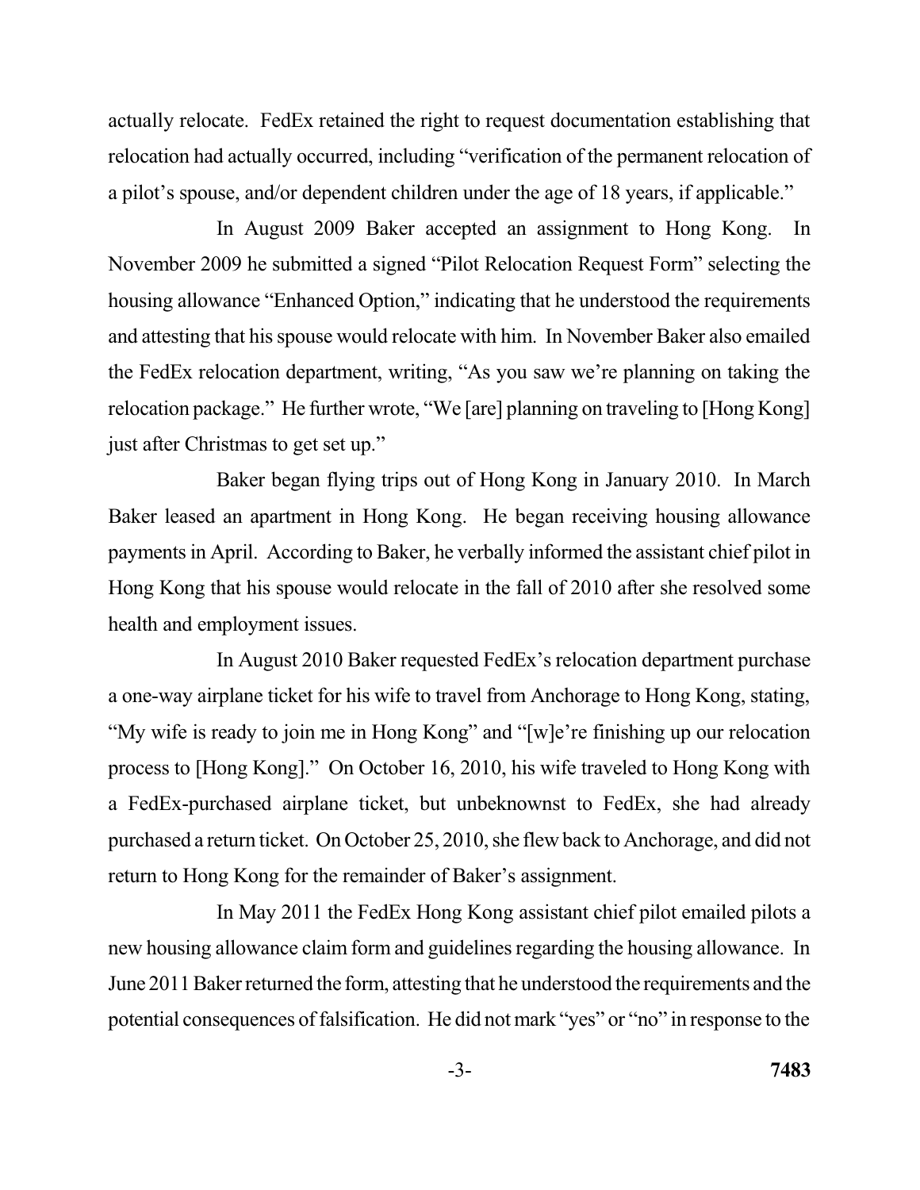actually relocate. FedEx retained the right to request documentation establishing that relocation had actually occurred, including "verification of the permanent relocation of a pilot's spouse, and/or dependent children under the age of 18 years, if applicable."

In August 2009 Baker accepted an assignment to Hong Kong. In November 2009 he submitted a signed "Pilot Relocation Request Form" selecting the housing allowance "Enhanced Option," indicating that he understood the requirements and attesting that his spouse would relocate with him. In November Baker also emailed the FedEx relocation department, writing, "As you saw we're planning on taking the relocation package." He further wrote, "We [are] planning on traveling to [Hong Kong] just after Christmas to get set up."

Baker began flying trips out of Hong Kong in January 2010. In March Baker leased an apartment in Hong Kong. He began receiving housing allowance payments in April. According to Baker, he verbally informed the assistant chief pilot in Hong Kong that his spouse would relocate in the fall of 2010 after she resolved some health and employment issues.

In August 2010 Baker requested FedEx's relocation department purchase a one-way airplane ticket for his wife to travel from Anchorage to Hong Kong, stating, "My wife is ready to join me in Hong Kong" and "[w]e're finishing up our relocation process to [Hong Kong]." On October 16, 2010, his wife traveled to Hong Kong with a FedEx-purchased airplane ticket, but unbeknownst to FedEx, she had already purchased a return ticket. On October 25, 2010, she flew back to Anchorage, and did not return to Hong Kong for the remainder of Baker's assignment.

In May 2011 the FedEx Hong Kong assistant chief pilot emailed pilots a new housing allowance claim form and guidelines regarding the housing allowance. In June 2011 Baker returned the form, attesting that he understood the requirements and the potential consequences of falsification. He did not mark "yes" or "no" in response to the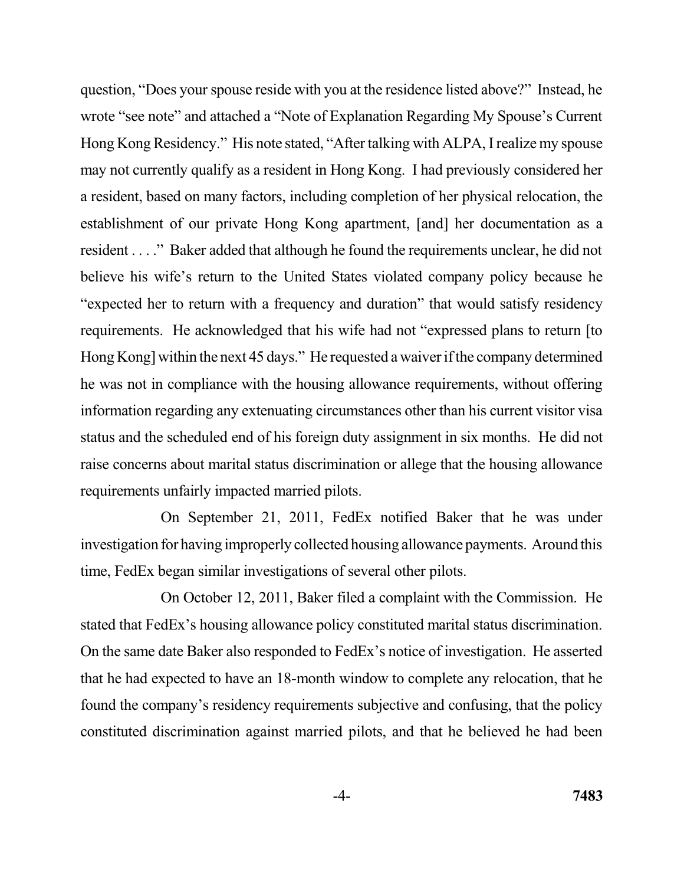question, "Does your spouse reside with you at the residence listed above?" Instead, he wrote "see note" and attached a "Note of Explanation Regarding My Spouse's Current Hong Kong Residency." His note stated, "After talking with ALPA, I realize my spouse may not currently qualify as a resident in Hong Kong. I had previously considered her a resident, based on many factors, including completion of her physical relocation, the establishment of our private Hong Kong apartment, [and] her documentation as a resident . . . ." Baker added that although he found the requirements unclear, he did not believe his wife's return to the United States violated company policy because he "expected her to return with a frequency and duration" that would satisfy residency requirements. He acknowledged that his wife had not "expressed plans to return [to Hong Kong] within the next 45 days." He requested a waiver if the company determined he was not in compliance with the housing allowance requirements, without offering information regarding any extenuating circumstances other than his current visitor visa status and the scheduled end of his foreign duty assignment in six months. He did not raise concerns about marital status discrimination or allege that the housing allowance requirements unfairly impacted married pilots.

On September 21, 2011, FedEx notified Baker that he was under investigation for having improperly collected housing allowance payments. Around this time, FedEx began similar investigations of several other pilots.

On October 12, 2011, Baker filed a complaint with the Commission. He stated that FedEx's housing allowance policy constituted marital status discrimination. On the same date Baker also responded to FedEx's notice of investigation. He asserted that he had expected to have an 18-month window to complete any relocation, that he found the company's residency requirements subjective and confusing, that the policy constituted discrimination against married pilots, and that he believed he had been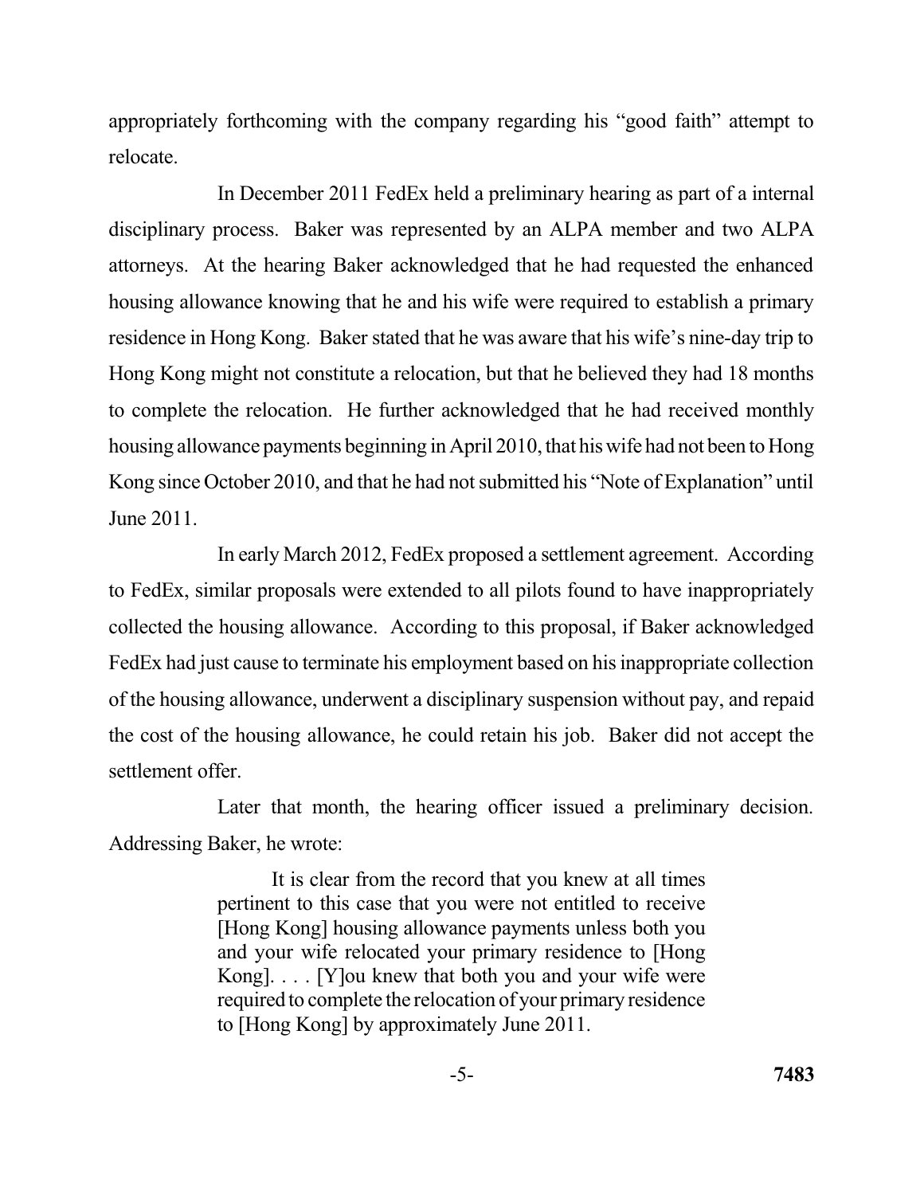appropriately forthcoming with the company regarding his "good faith" attempt to relocate.

In December 2011 FedEx held a preliminary hearing as part of a internal disciplinary process. Baker was represented by an ALPA member and two ALPA attorneys. At the hearing Baker acknowledged that he had requested the enhanced housing allowance knowing that he and his wife were required to establish a primary residence in Hong Kong. Baker stated that he was aware that his wife's nine-day trip to Hong Kong might not constitute a relocation, but that he believed they had 18 months to complete the relocation. He further acknowledged that he had received monthly housing allowance payments beginning in April 2010, that his wife had not been to Hong Kong since October 2010, and that he had not submitted his "Note of Explanation" until June 2011.

In early March 2012, FedEx proposed a settlement agreement. According to FedEx, similar proposals were extended to all pilots found to have inappropriately collected the housing allowance. According to this proposal, if Baker acknowledged FedEx had just cause to terminate his employment based on his inappropriate collection of the housing allowance, underwent a disciplinary suspension without pay, and repaid the cost of the housing allowance, he could retain his job. Baker did not accept the settlement offer.

Later that month, the hearing officer issued a preliminary decision. Addressing Baker, he wrote:

> It is clear from the record that you knew at all times pertinent to this case that you were not entitled to receive [Hong Kong] housing allowance payments unless both you and your wife relocated your primary residence to [Hong Kong]. . . . [Y]ou knew that both you and your wife were required to complete the relocation of your primary residence to [Hong Kong] by approximately June 2011.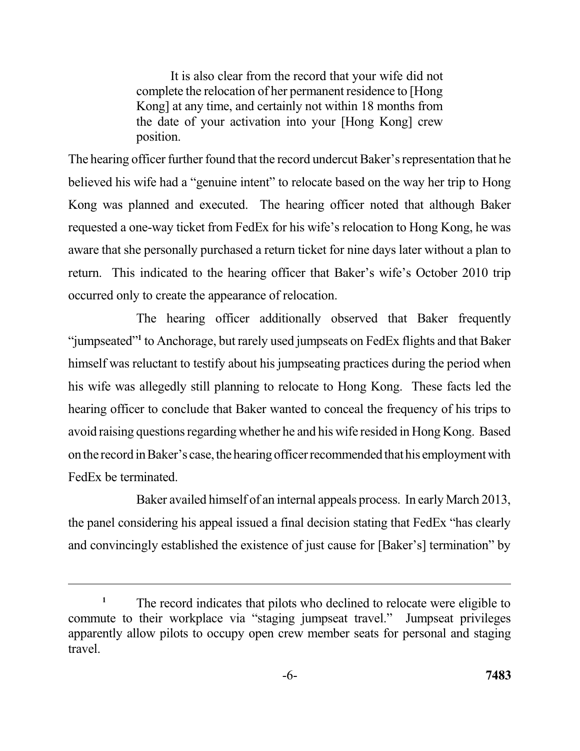> It is also clear from the record that your wife did not complete the relocation of her permanent residence to [Hong Kong] at any time, and certainly not within 18 months from the date of your activation into your [Hong Kong] crew position.

The hearing officer further found that the record undercut Baker's representation that he believed his wife had a "genuine intent" to relocate based on the way her trip to Hong Kong was planned and executed. The hearing officer noted that although Baker requested a one-way ticket from FedEx for his wife's relocation to Hong Kong, he was aware that she personally purchased a return ticket for nine days later without a plan to return. This indicated to the hearing officer that Baker's wife's October 2010 trip occurred only to create the appearance of relocation.

The hearing officer additionally observed that Baker frequently "jumpseated"[1] to Anchorage, but rarely used jumpseats on FedEx flights and that Baker himself was reluctant to testify about his jumpseating practices during the period when his wife was allegedly still planning to relocate to Hong Kong. These facts led the hearing officer to conclude that Baker wanted to conceal the frequency of his trips to avoid raising questions regarding whether he and his wife resided in Hong Kong. Based on the record in Baker's case, the hearing officer recommended that his employment with FedEx be terminated.

Baker availed himself of an internal appeals process. In early March 2013, the panel considering his appeal issued a final decision stating that FedEx "has clearly and convincingly established the existence of just cause for [Baker's] termination" by

---

[1] The record indicates that pilots who declined to relocate were eligible to commute to their workplace via "staging jumpseat travel." Jumpseat privileges apparently allow pilots to occupy open crew member seats for personal and staging travel.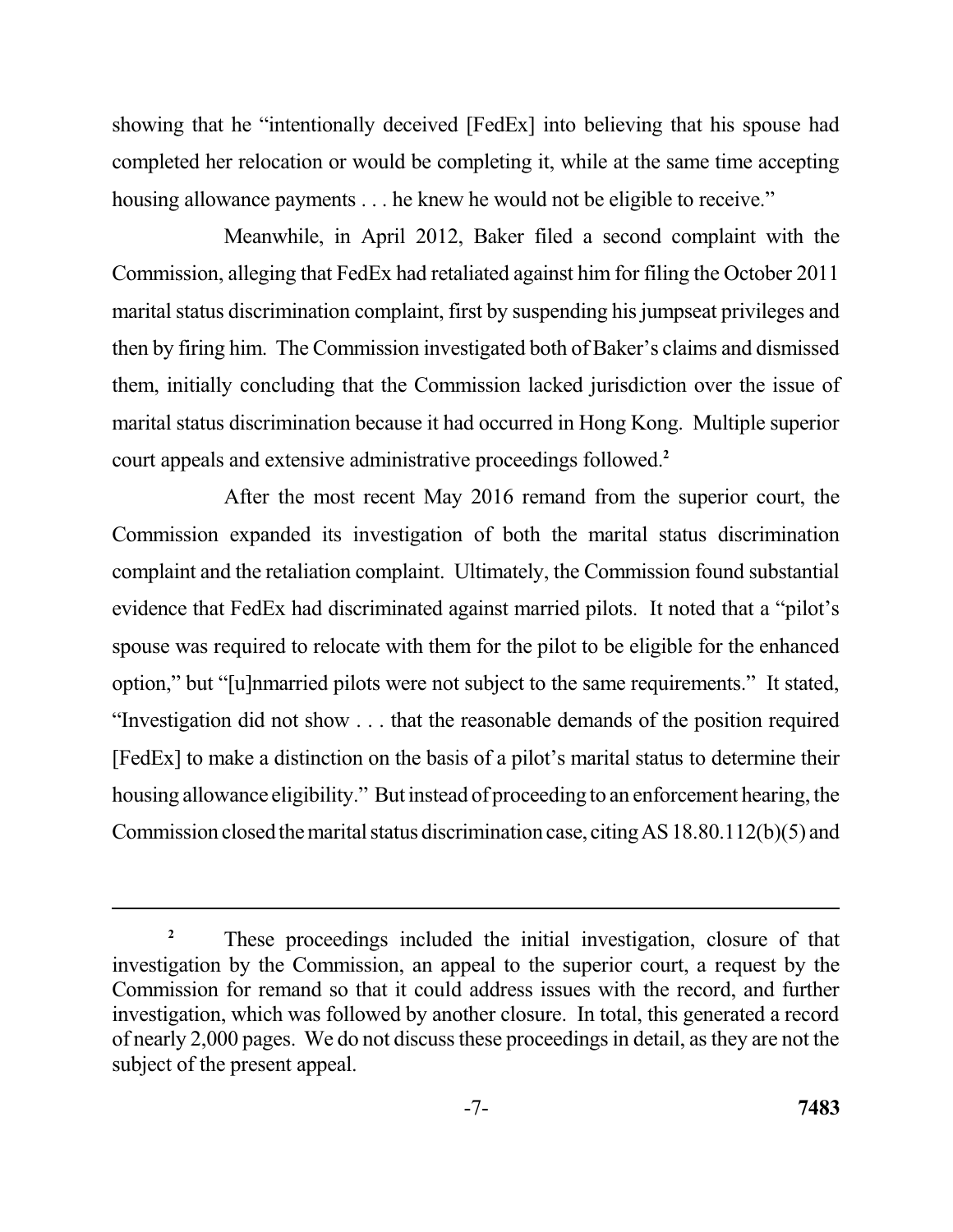showing that he "intentionally deceived [FedEx] into believing that his spouse had completed her relocation or would be completing it, while at the same time accepting housing allowance payments . . . he knew he would not be eligible to receive."

Meanwhile, in April 2012, Baker filed a second complaint with the Commission, alleging that FedEx had retaliated against him for filing the October 2011 marital status discrimination complaint, first by suspending his jumpseat privileges and then by firing him. The Commission investigated both of Baker's claims and dismissed them, initially concluding that the Commission lacked jurisdiction over the issue of marital status discrimination because it had occurred in Hong Kong. Multiple superior court appeals and extensive administrative proceedings followed.[2]

After the most recent May 2016 remand from the superior court, the Commission expanded its investigation of both the marital status discrimination complaint and the retaliation complaint. Ultimately, the Commission found substantial evidence that FedEx had discriminated against married pilots. It noted that a "pilot's spouse was required to relocate with them for the pilot to be eligible for the enhanced option," but "[u]nmarried pilots were not subject to the same requirements." It stated, "Investigation did not show . . . that the reasonable demands of the position required [FedEx] to make a distinction on the basis of a pilot's marital status to determine their housing allowance eligibility." But instead of proceeding to an enforcement hearing, the Commission closed the marital status discrimination case, citing AS 18.80.112(b)(5) and

---

[2] These proceedings included the initial investigation, closure of that investigation by the Commission, an appeal to the superior court, a request by the Commission for remand so that it could address issues with the record, and further investigation, which was followed by another closure. In total, this generated a record of nearly 2,000 pages. We do not discuss these proceedings in detail, as they are not the subject of the present appeal.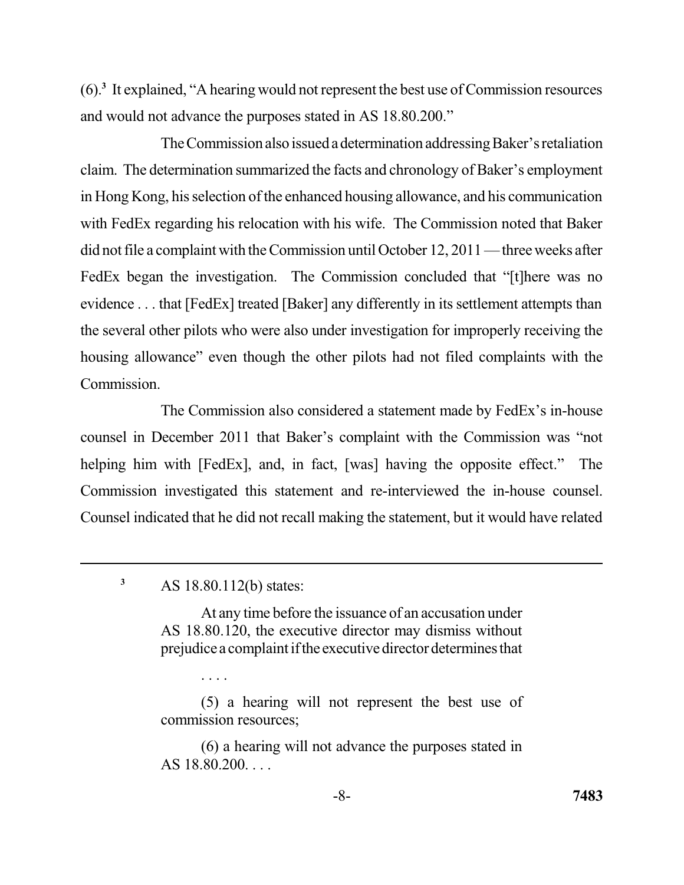(6).[3] It explained, "A hearing would not represent the best use of Commission resources and would not advance the purposes stated in AS 18.80.200."

The Commission also issued a determination addressing Baker's retaliation claim. The determination summarized the facts and chronology of Baker's employment in Hong Kong, his selection of the enhanced housing allowance, and his communication with FedEx regarding his relocation with his wife. The Commission noted that Baker did not file a complaint with the Commission until October 12, 2011 — three weeks after FedEx began the investigation. The Commission concluded that "[t]here was no evidence . . . that [FedEx] treated [Baker] any differently in its settlement attempts than the several other pilots who were also under investigation for improperly receiving the housing allowance" even though the other pilots had not filed complaints with the Commission.

The Commission also considered a statement made by FedEx's in-house counsel in December 2011 that Baker's complaint with the Commission was "not helping him with [FedEx], and, in fact, [was] having the opposite effect." The Commission investigated this statement and re-interviewed the in-house counsel. Counsel indicated that he did not recall making the statement, but it would have related

---

[3] AS 18.80.112(b) states:

> At any time before the issuance of an accusation under AS 18.80.120, the executive director may dismiss without prejudice a complaint if the executive director determines that
>
> . . . .
>
> (5) a hearing will not represent the best use of commission resources;
>
> (6) a hearing will not advance the purposes stated in AS 18.80.200. . . .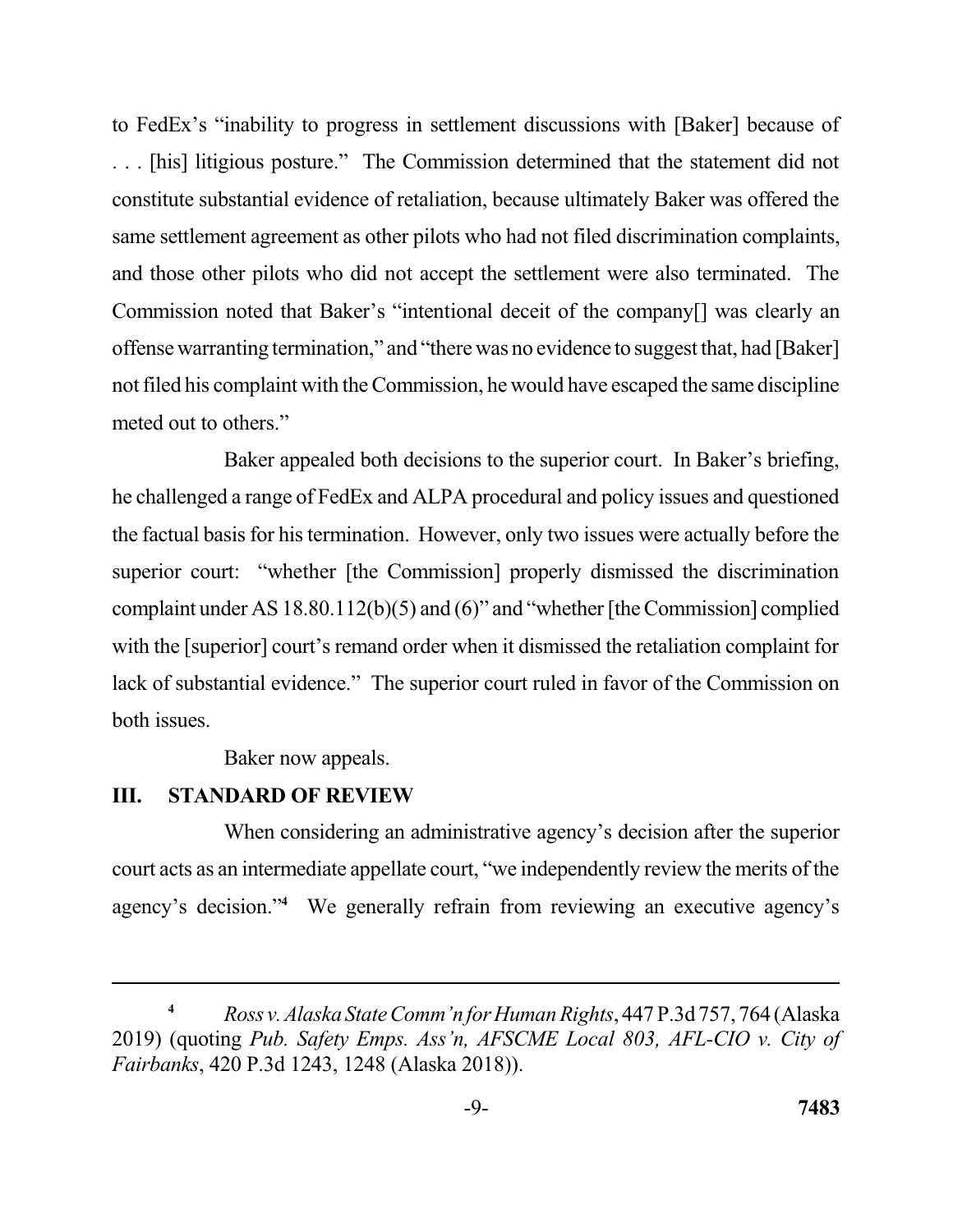to FedEx's "inability to progress in settlement discussions with [Baker] because of . . . [his] litigious posture." The Commission determined that the statement did not constitute substantial evidence of retaliation, because ultimately Baker was offered the same settlement agreement as other pilots who had not filed discrimination complaints, and those other pilots who did not accept the settlement were also terminated. The Commission noted that Baker's "intentional deceit of the company[] was clearly an offense warranting termination," and "there was no evidence to suggest that, had [Baker] not filed his complaint with the Commission, he would have escaped the same discipline meted out to others."

Baker appealed both decisions to the superior court. In Baker's briefing, he challenged a range of FedEx and ALPA procedural and policy issues and questioned the factual basis for his termination. However, only two issues were actually before the superior court: "whether [the Commission] properly dismissed the discrimination complaint under AS 18.80.112(b)(5) and (6)" and "whether [the Commission] complied with the [superior] court's remand order when it dismissed the retaliation complaint for lack of substantial evidence." The superior court ruled in favor of the Commission on both issues.

Baker now appeals.

## III. STANDARD OF REVIEW

When considering an administrative agency's decision after the superior court acts as an intermediate appellate court, "we independently review the merits of the agency's decision."[4] We generally refrain from reviewing an executive agency's

---

[4] *Ross v. Alaska State Comm'n for Human Rights*, 447 P.3d 757, 764 (Alaska 2019) (quoting *Pub. Safety Emps. Ass'n, AFSCME Local 803, AFL-CIO v. City of Fairbanks*, 420 P.3d 1243, 1248 (Alaska 2018)).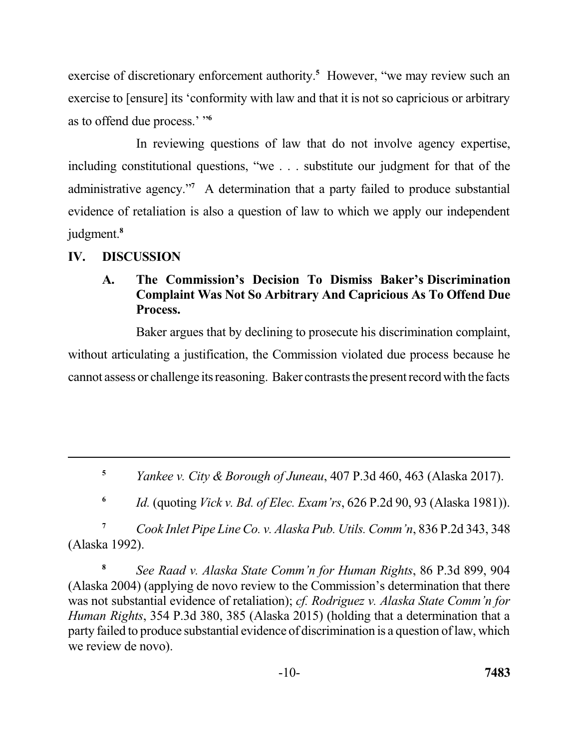exercise of discretionary enforcement authority.[5] However, "we may review such an exercise to [ensure] its 'conformity with law and that it is not so capricious or arbitrary as to offend due process.' "[6]

In reviewing questions of law that do not involve agency expertise, including constitutional questions, "we . . . substitute our judgment for that of the administrative agency."[7] A determination that a party failed to produce substantial evidence of retaliation is also a question of law to which we apply our independent judgment.[8]

## IV. DISCUSSION

### A. The Commission's Decision To Dismiss Baker's Discrimination Complaint Was Not So Arbitrary And Capricious As To Offend Due Process.

Baker argues that by declining to prosecute his discrimination complaint, without articulating a justification, the Commission violated due process because he cannot assess or challenge its reasoning. Baker contrasts the present record with the facts

---

[5] *Yankee v. City & Borough of Juneau*, 407 P.3d 460, 463 (Alaska 2017).

[6] *Id.* (quoting *Vick v. Bd. of Elec. Exam'rs*, 626 P.2d 90, 93 (Alaska 1981)).

[7] *Cook Inlet Pipe Line Co. v. Alaska Pub. Utils. Comm'n*, 836 P.2d 343, 348 (Alaska 1992).

[8] *See Raad v. Alaska State Comm'n for Human Rights*, 86 P.3d 899, 904 (Alaska 2004) (applying de novo review to the Commission's determination that there was not substantial evidence of retaliation); *cf. Rodriguez v. Alaska State Comm'n for Human Rights*, 354 P.3d 380, 385 (Alaska 2015) (holding that a determination that a party failed to produce substantial evidence of discrimination is a question of law, which we review de novo).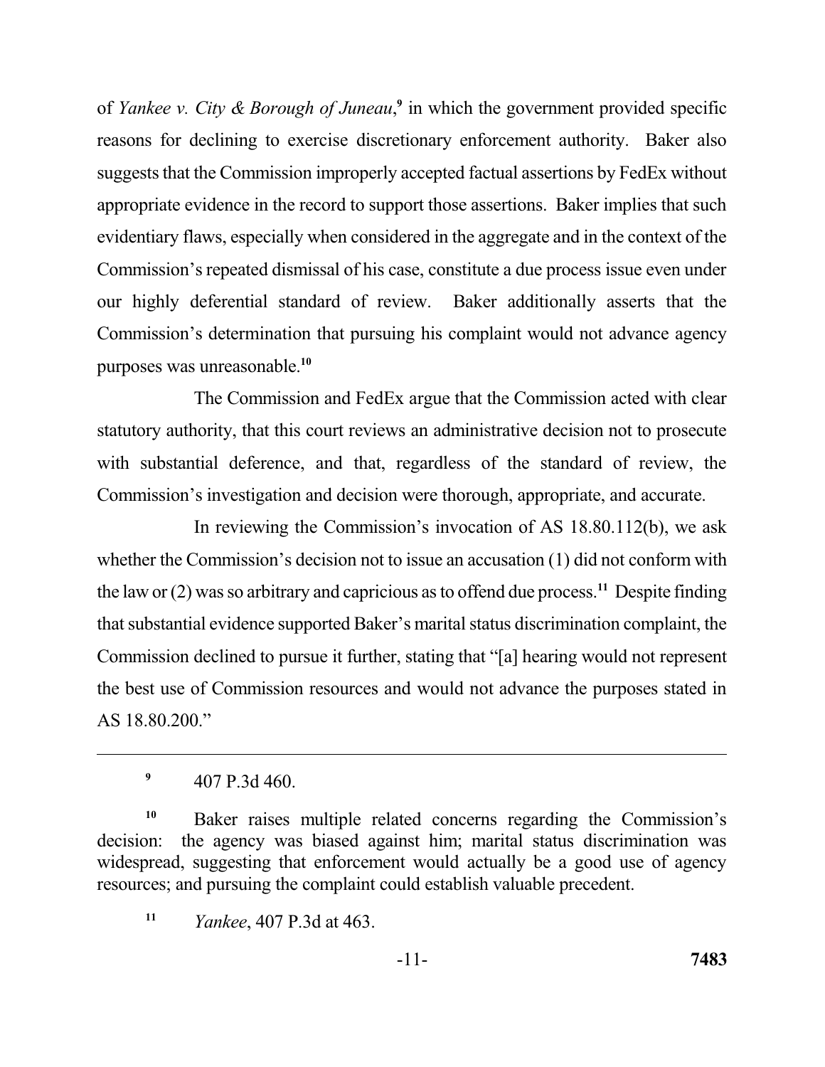of *Yankee v. City & Borough of Juneau*,[9] in which the government provided specific reasons for declining to exercise discretionary enforcement authority. Baker also suggests that the Commission improperly accepted factual assertions by FedEx without appropriate evidence in the record to support those assertions. Baker implies that such evidentiary flaws, especially when considered in the aggregate and in the context of the Commission's repeated dismissal of his case, constitute a due process issue even under our highly deferential standard of review. Baker additionally asserts that the Commission's determination that pursuing his complaint would not advance agency purposes was unreasonable.[10]

The Commission and FedEx argue that the Commission acted with clear statutory authority, that this court reviews an administrative decision not to prosecute with substantial deference, and that, regardless of the standard of review, the Commission's investigation and decision were thorough, appropriate, and accurate.

In reviewing the Commission's invocation of AS 18.80.112(b), we ask whether the Commission's decision not to issue an accusation (1) did not conform with the law or (2) was so arbitrary and capricious as to offend due process.[11] Despite finding that substantial evidence supported Baker's marital status discrimination complaint, the Commission declined to pursue it further, stating that "[a] hearing would not represent the best use of Commission resources and would not advance the purposes stated in AS 18.80.200."

---

[9] 407 P.3d 460.

[10] Baker raises multiple related concerns regarding the Commission's decision: the agency was biased against him; marital status discrimination was widespread, suggesting that enforcement would actually be a good use of agency resources; and pursuing the complaint could establish valuable precedent.

[11] *Yankee*, 407 P.3d at 463.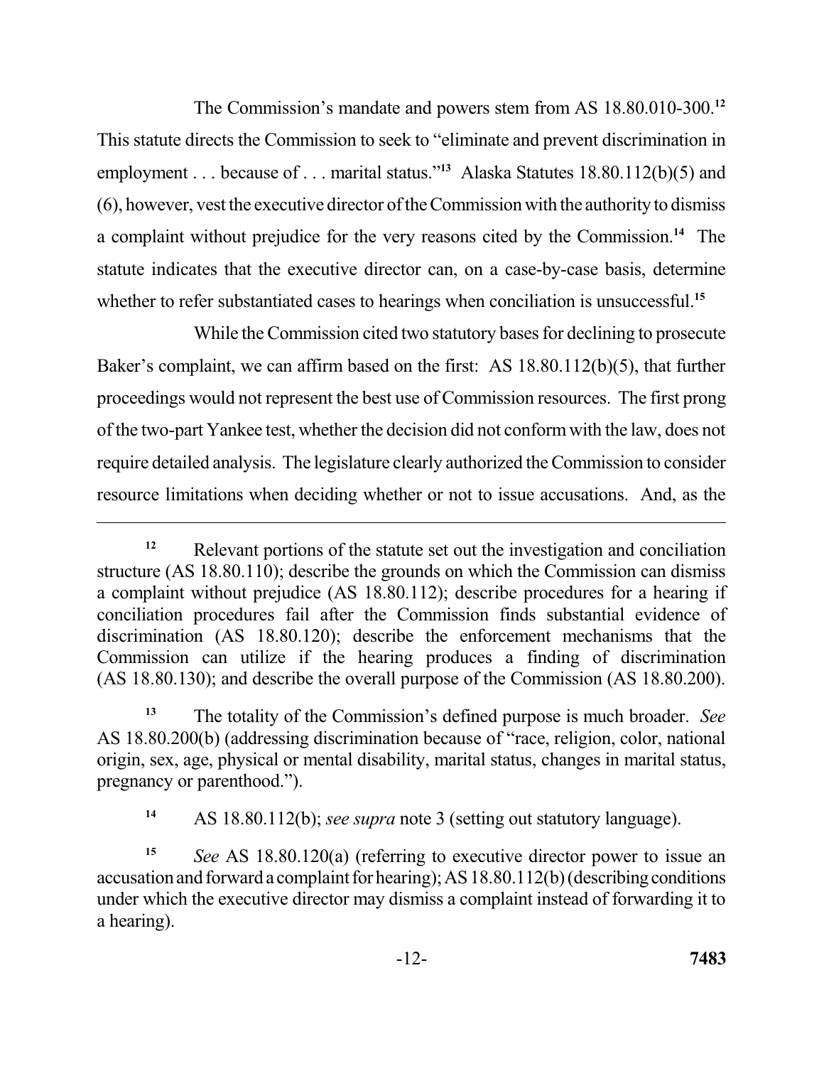The Commission's mandate and powers stem from AS 18.80.010-300.[12] This statute directs the Commission to seek to "eliminate and prevent discrimination in employment . . . because of . . . marital status."[13] Alaska Statutes 18.80.112(b)(5) and (6), however, vest the executive director of the Commission with the authority to dismiss a complaint without prejudice for the very reasons cited by the Commission.[14] The statute indicates that the executive director can, on a case-by-case basis, determine whether to refer substantiated cases to hearings when conciliation is unsuccessful.[15]

While the Commission cited two statutory bases for declining to prosecute Baker's complaint, we can affirm based on the first: AS 18.80.112(b)(5), that further proceedings would not represent the best use of Commission resources. The first prong of the two-part Yankee test, whether the decision did not conform with the law, does not require detailed analysis. The legislature clearly authorized the Commission to consider resource limitations when deciding whether or not to issue accusations. And, as the

---

[12] Relevant portions of the statute set out the investigation and conciliation structure (AS 18.80.110); describe the grounds on which the Commission can dismiss a complaint without prejudice (AS 18.80.112); describe procedures for a hearing if conciliation procedures fail after the Commission finds substantial evidence of discrimination (AS 18.80.120); describe the enforcement mechanisms that the Commission can utilize if the hearing produces a finding of discrimination (AS 18.80.130); and describe the overall purpose of the Commission (AS 18.80.200).

[13] The totality of the Commission's defined purpose is much broader. *See* AS 18.80.200(b) (addressing discrimination because of "race, religion, color, national origin, sex, age, physical or mental disability, marital status, changes in marital status, pregnancy or parenthood.").

[14] AS 18.80.112(b); *see supra* note 3 (setting out statutory language).

[15] *See* AS 18.80.120(a) (referring to executive director power to issue an accusation and forward a complaint for hearing); AS 18.80.112(b) (describing conditions under which the executive director may dismiss a complaint instead of forwarding it to a hearing).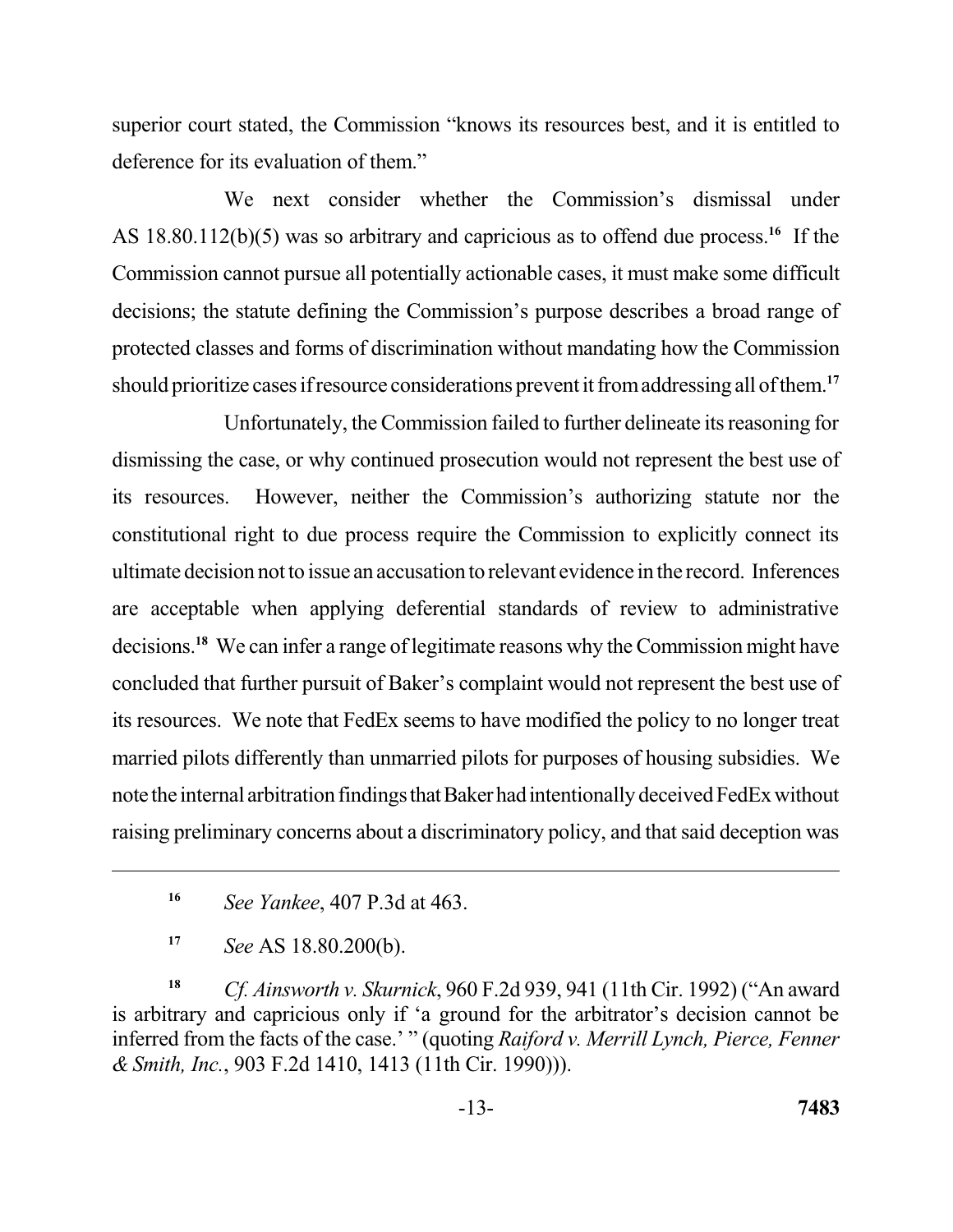superior court stated, the Commission "knows its resources best, and it is entitled to deference for its evaluation of them."

We next consider whether the Commission's dismissal under AS 18.80.112(b)(5) was so arbitrary and capricious as to offend due process.[16] If the Commission cannot pursue all potentially actionable cases, it must make some difficult decisions; the statute defining the Commission's purpose describes a broad range of protected classes and forms of discrimination without mandating how the Commission should prioritize cases if resource considerations prevent it from addressing all of them.[17]

Unfortunately, the Commission failed to further delineate its reasoning for dismissing the case, or why continued prosecution would not represent the best use of its resources. However, neither the Commission's authorizing statute nor the constitutional right to due process require the Commission to explicitly connect its ultimate decision not to issue an accusation to relevant evidence in the record. Inferences are acceptable when applying deferential standards of review to administrative decisions.[18] We can infer a range of legitimate reasons why the Commission might have concluded that further pursuit of Baker's complaint would not represent the best use of its resources. We note that FedEx seems to have modified the policy to no longer treat married pilots differently than unmarried pilots for purposes of housing subsidies. We note the internal arbitration findings that Baker had intentionally deceived FedEx without raising preliminary concerns about a discriminatory policy, and that said deception was

---

[16] *See Yankee*, 407 P.3d at 463.

[17] *See* AS 18.80.200(b).

[18] *Cf. Ainsworth v. Skurnick*, 960 F.2d 939, 941 (11th Cir. 1992) ("An award is arbitrary and capricious only if 'a ground for the arbitrator's decision cannot be inferred from the facts of the case.' " (quoting *Raiford v. Merrill Lynch, Pierce, Fenner & Smith, Inc.*, 903 F.2d 1410, 1413 (11th Cir. 1990))).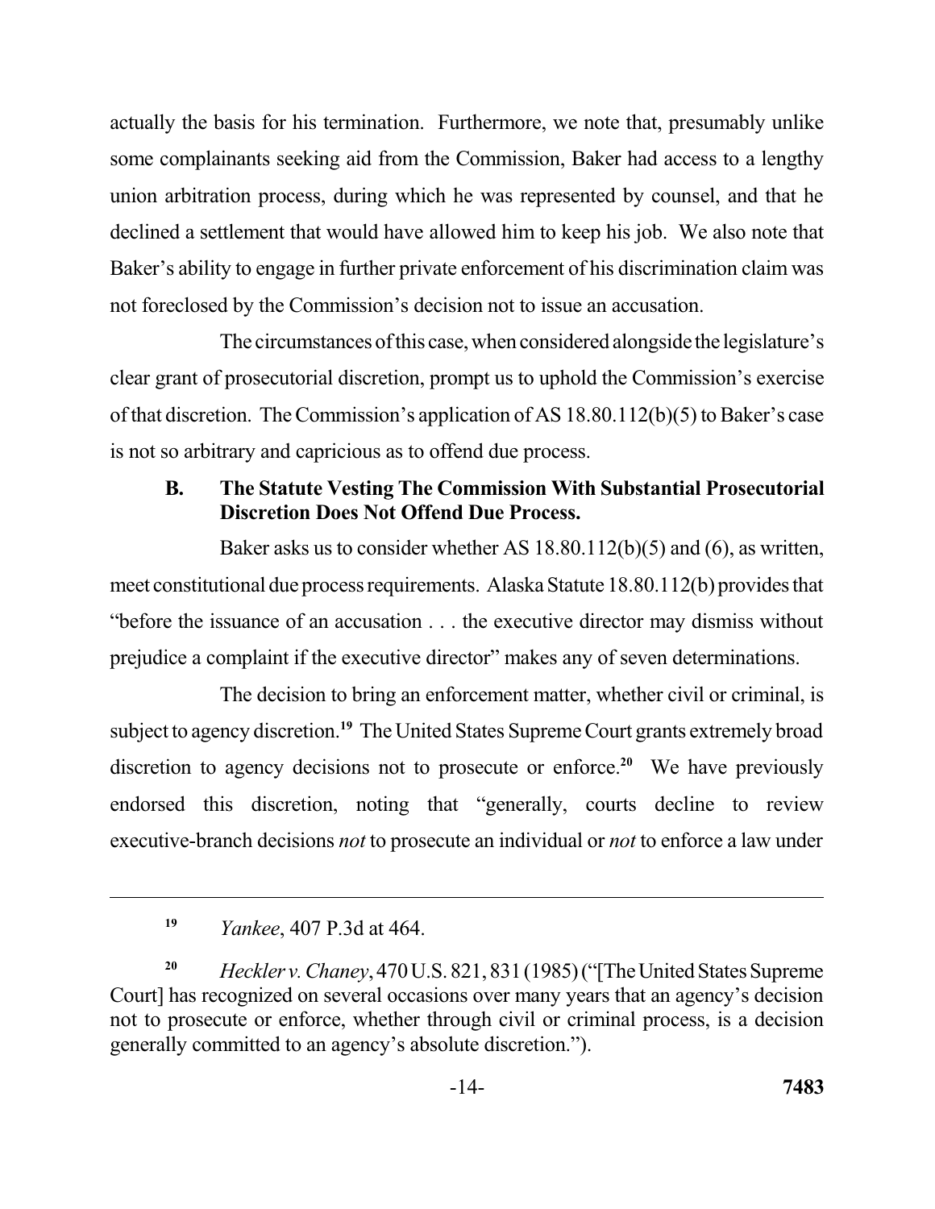actually the basis for his termination. Furthermore, we note that, presumably unlike some complainants seeking aid from the Commission, Baker had access to a lengthy union arbitration process, during which he was represented by counsel, and that he declined a settlement that would have allowed him to keep his job. We also note that Baker's ability to engage in further private enforcement of his discrimination claim was not foreclosed by the Commission's decision not to issue an accusation.

The circumstances of this case, when considered alongside the legislature's clear grant of prosecutorial discretion, prompt us to uphold the Commission's exercise of that discretion. The Commission's application of AS 18.80.112(b)(5) to Baker's case is not so arbitrary and capricious as to offend due process.

### B. The Statute Vesting The Commission With Substantial Prosecutorial Discretion Does Not Offend Due Process.

Baker asks us to consider whether AS 18.80.112(b)(5) and (6), as written, meet constitutional due process requirements. Alaska Statute 18.80.112(b) provides that "before the issuance of an accusation . . . the executive director may dismiss without prejudice a complaint if the executive director" makes any of seven determinations.

The decision to bring an enforcement matter, whether civil or criminal, is subject to agency discretion.[19] The United States Supreme Court grants extremely broad discretion to agency decisions not to prosecute or enforce.[20] We have previously endorsed this discretion, noting that "generally, courts decline to review executive-branch decisions *not* to prosecute an individual or *not* to enforce a law under

---

[19] *Yankee*, 407 P.3d at 464.

[20] *Heckler v. Chaney*, 470 U.S. 821, 831 (1985) ("[The United States Supreme Court] has recognized on several occasions over many years that an agency's decision not to prosecute or enforce, whether through civil or criminal process, is a decision generally committed to an agency's absolute discretion.").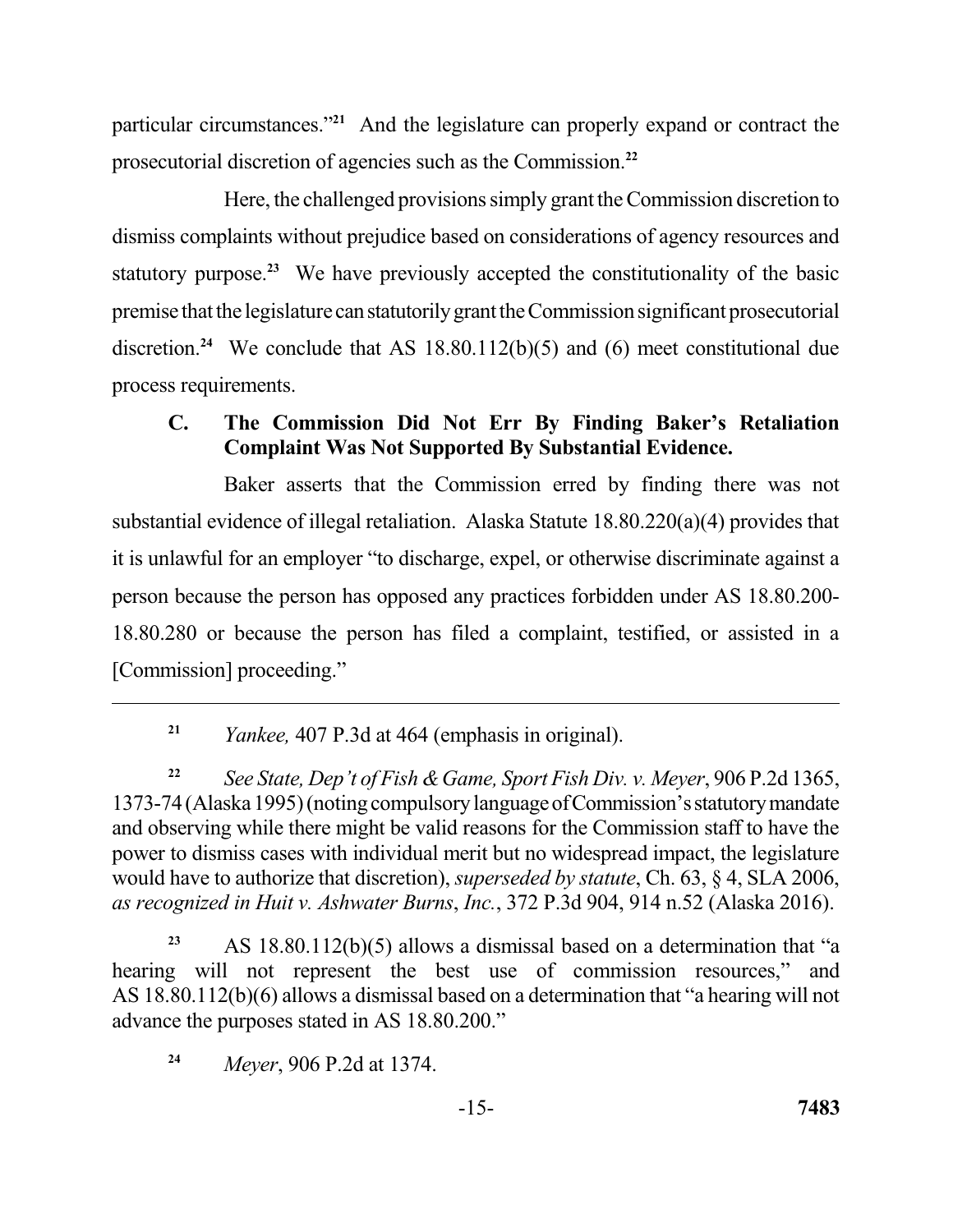particular circumstances."[21] And the legislature can properly expand or contract the prosecutorial discretion of agencies such as the Commission.[22]

Here, the challenged provisions simply grant the Commission discretion to dismiss complaints without prejudice based on considerations of agency resources and statutory purpose.[23] We have previously accepted the constitutionality of the basic premise that the legislature can statutorily grant the Commission significant prosecutorial discretion.[24] We conclude that AS 18.80.112(b)(5) and (6) meet constitutional due process requirements.

### C. The Commission Did Not Err By Finding Baker's Retaliation Complaint Was Not Supported By Substantial Evidence.

Baker asserts that the Commission erred by finding there was not substantial evidence of illegal retaliation. Alaska Statute 18.80.220(a)(4) provides that it is unlawful for an employer "to discharge, expel, or otherwise discriminate against a person because the person has opposed any practices forbidden under AS 18.80.200-18.80.280 or because the person has filed a complaint, testified, or assisted in a [Commission] proceeding."

---

[21] *Yankee,* 407 P.3d at 464 (emphasis in original).

[22] *See State, Dep't of Fish & Game, Sport Fish Div. v. Meyer*, 906 P.2d 1365, 1373-74 (Alaska 1995) (noting compulsory language of Commission's statutory mandate and observing while there might be valid reasons for the Commission staff to have the power to dismiss cases with individual merit but no widespread impact, the legislature would have to authorize that discretion), *superseded by statute*, Ch. 63, § 4, SLA 2006, *as recognized in Huit v. Ashwater Burns*, *Inc.*, 372 P.3d 904, 914 n.52 (Alaska 2016).

[23] AS 18.80.112(b)(5) allows a dismissal based on a determination that "a hearing will not represent the best use of commission resources," and AS 18.80.112(b)(6) allows a dismissal based on a determination that "a hearing will not advance the purposes stated in AS 18.80.200."

[24] *Meyer*, 906 P.2d at 1374.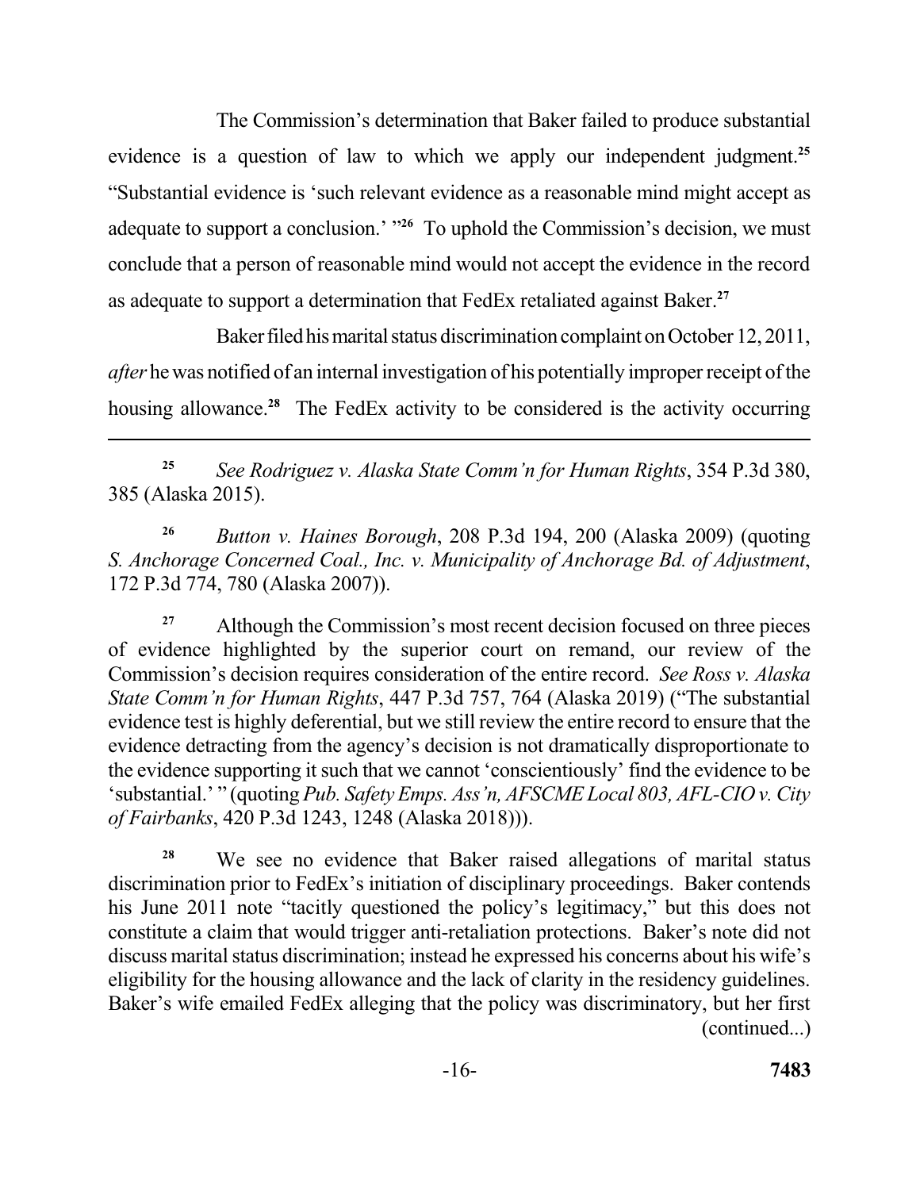The Commission's determination that Baker failed to produce substantial evidence is a question of law to which we apply our independent judgment.[25] "Substantial evidence is 'such relevant evidence as a reasonable mind might accept as adequate to support a conclusion.' "[26] To uphold the Commission's decision, we must conclude that a person of reasonable mind would not accept the evidence in the record as adequate to support a determination that FedEx retaliated against Baker.[27]

Baker filed his marital status discrimination complaint on October 12, 2011, *after* he was notified of an internal investigation of his potentially improper receipt of the housing allowance.[28] The FedEx activity to be considered is the activity occurring

---

[25] *See Rodriguez v. Alaska State Comm'n for Human Rights*, 354 P.3d 380, 385 (Alaska 2015).

[26] *Button v. Haines Borough*, 208 P.3d 194, 200 (Alaska 2009) (quoting *S. Anchorage Concerned Coal., Inc. v. Municipality of Anchorage Bd. of Adjustment*, 172 P.3d 774, 780 (Alaska 2007)).

[27] Although the Commission's most recent decision focused on three pieces of evidence highlighted by the superior court on remand, our review of the Commission's decision requires consideration of the entire record. *See Ross v. Alaska State Comm'n for Human Rights*, 447 P.3d 757, 764 (Alaska 2019) ("The substantial evidence test is highly deferential, but we still review the entire record to ensure that the evidence detracting from the agency's decision is not dramatically disproportionate to the evidence supporting it such that we cannot 'conscientiously' find the evidence to be 'substantial.' " (quoting *Pub. Safety Emps. Ass'n, AFSCME Local 803, AFL-CIO v. City of Fairbanks*, 420 P.3d 1243, 1248 (Alaska 2018))).

[28] We see no evidence that Baker raised allegations of marital status discrimination prior to FedEx's initiation of disciplinary proceedings. Baker contends his June 2011 note "tacitly questioned the policy's legitimacy," but this does not constitute a claim that would trigger anti-retaliation protections. Baker's note did not discuss marital status discrimination; instead he expressed his concerns about his wife's eligibility for the housing allowance and the lack of clarity in the residency guidelines. Baker's wife emailed FedEx alleging that the policy was discriminatory, but her first (continued...)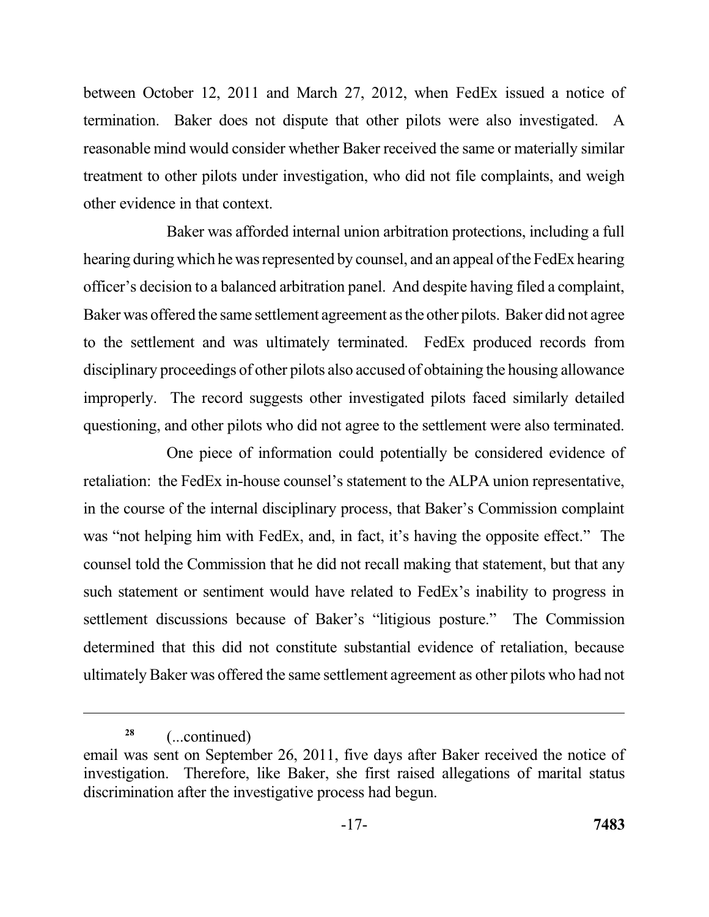between October 12, 2011 and March 27, 2012, when FedEx issued a notice of termination. Baker does not dispute that other pilots were also investigated. A reasonable mind would consider whether Baker received the same or materially similar treatment to other pilots under investigation, who did not file complaints, and weigh other evidence in that context.

Baker was afforded internal union arbitration protections, including a full hearing during which he was represented by counsel, and an appeal of the FedEx hearing officer's decision to a balanced arbitration panel. And despite having filed a complaint, Baker was offered the same settlement agreement as the other pilots. Baker did not agree to the settlement and was ultimately terminated. FedEx produced records from disciplinary proceedings of other pilots also accused of obtaining the housing allowance improperly. The record suggests other investigated pilots faced similarly detailed questioning, and other pilots who did not agree to the settlement were also terminated.

One piece of information could potentially be considered evidence of retaliation: the FedEx in-house counsel's statement to the ALPA union representative, in the course of the internal disciplinary process, that Baker's Commission complaint was "not helping him with FedEx, and, in fact, it's having the opposite effect." The counsel told the Commission that he did not recall making that statement, but that any such statement or sentiment would have related to FedEx's inability to progress in settlement discussions because of Baker's "litigious posture." The Commission determined that this did not constitute substantial evidence of retaliation, because ultimately Baker was offered the same settlement agreement as other pilots who had not

---

[28] (...continued)
email was sent on September 26, 2011, five days after Baker received the notice of investigation. Therefore, like Baker, she first raised allegations of marital status discrimination after the investigative process had begun.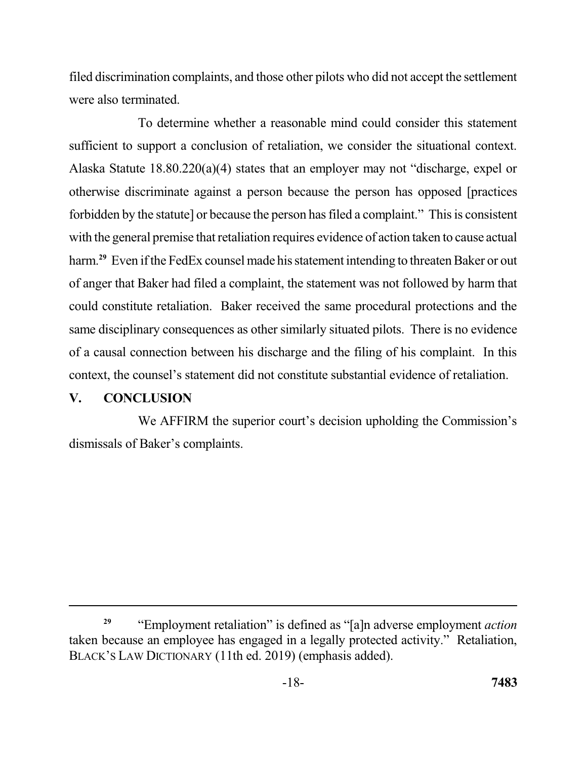filed discrimination complaints, and those other pilots who did not accept the settlement were also terminated.

To determine whether a reasonable mind could consider this statement sufficient to support a conclusion of retaliation, we consider the situational context. Alaska Statute 18.80.220(a)(4) states that an employer may not "discharge, expel or otherwise discriminate against a person because the person has opposed [practices forbidden by the statute] or because the person has filed a complaint." This is consistent with the general premise that retaliation requires evidence of action taken to cause actual harm.[29] Even if the FedEx counsel made his statement intending to threaten Baker or out of anger that Baker had filed a complaint, the statement was not followed by harm that could constitute retaliation. Baker received the same procedural protections and the same disciplinary consequences as other similarly situated pilots. There is no evidence of a causal connection between his discharge and the filing of his complaint. In this context, the counsel's statement did not constitute substantial evidence of retaliation.

## V. CONCLUSION

We AFFIRM the superior court's decision upholding the Commission's dismissals of Baker's complaints.

---

[29] "Employment retaliation" is defined as "[a]n adverse employment *action* taken because an employee has engaged in a legally protected activity." Retaliation, BLACK'S LAW DICTIONARY (11th ed. 2019) (emphasis added).